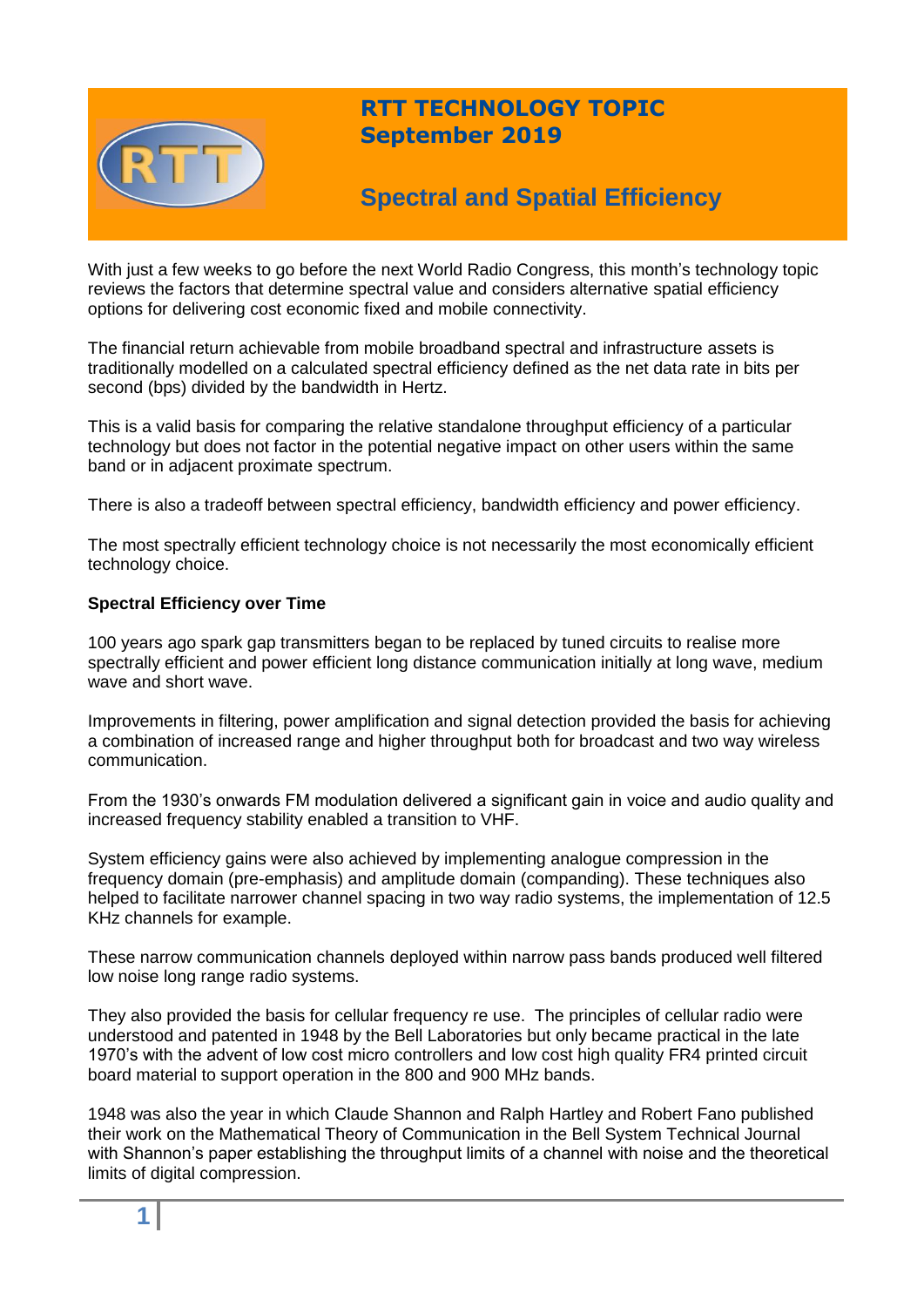# RTT TECHNOLOGY TOPIC
## September 2019

## Spectral and Spatial Efficiency

With just a few weeks to go before the next World Radio Congress, this month's technology topic reviews the factors that determine spectral value and considers alternative spatial efficiency options for delivering cost economic fixed and mobile connectivity.

The financial return achievable from mobile broadband spectral and infrastructure assets is traditionally modelled on a calculated spectral efficiency defined as the net data rate in bits per second (bps) divided by the bandwidth in Hertz.

This is a valid basis for comparing the relative standalone throughput efficiency of a particular technology but does not factor in the potential negative impact on other users within the same band or in adjacent proximate spectrum.

There is also a tradeoff between spectral efficiency, bandwidth efficiency and power efficiency.

The most spectrally efficient technology choice is not necessarily the most economically efficient technology choice.

**Spectral Efficiency over Time**

100 years ago spark gap transmitters began to be replaced by tuned circuits to realise more spectrally efficient and power efficient long distance communication initially at long wave, medium wave and short wave.

Improvements in filtering, power amplification and signal detection provided the basis for achieving a combination of increased range and higher throughput both for broadcast and two way wireless communication.

From the 1930's onwards FM modulation delivered a significant gain in voice and audio quality and increased frequency stability enabled a transition to VHF.

System efficiency gains were also achieved by implementing analogue compression in the frequency domain (pre-emphasis) and amplitude domain (companding). These techniques also helped to facilitate narrower channel spacing in two way radio systems, the implementation of 12.5 KHz channels for example.

These narrow communication channels deployed within narrow pass bands produced well filtered low noise long range radio systems.

They also provided the basis for cellular frequency re use. The principles of cellular radio were understood and patented in 1948 by the Bell Laboratories but only became practical in the late 1970's with the advent of low cost micro controllers and low cost high quality FR4 printed circuit board material to support operation in the 800 and 900 MHz bands.

1948 was also the year in which Claude Shannon and Ralph Hartley and Robert Fano published their work on the Mathematical Theory of Communication in the Bell System Technical Journal with Shannon's paper establishing the throughput limits of a channel with noise and the theoretical limits of digital compression.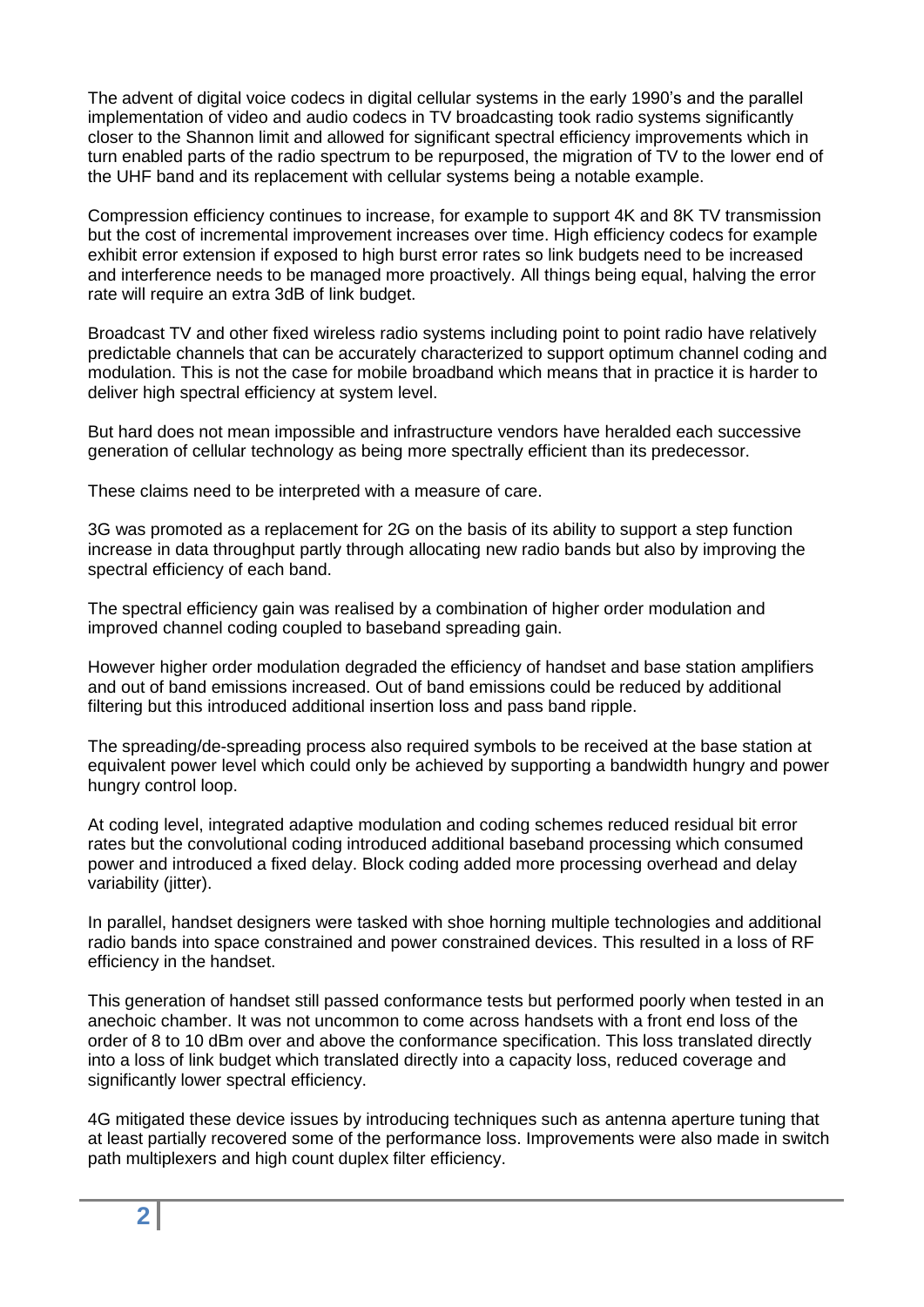The advent of digital voice codecs in digital cellular systems in the early 1990's and the parallel implementation of video and audio codecs in TV broadcasting took radio systems significantly closer to the Shannon limit and allowed for significant spectral efficiency improvements which in turn enabled parts of the radio spectrum to be repurposed, the migration of TV to the lower end of the UHF band and its replacement with cellular systems being a notable example.

Compression efficiency continues to increase, for example to support 4K and 8K TV transmission but the cost of incremental improvement increases over time. High efficiency codecs for example exhibit error extension if exposed to high burst error rates so link budgets need to be increased and interference needs to be managed more proactively. All things being equal, halving the error rate will require an extra 3dB of link budget.

Broadcast TV and other fixed wireless radio systems including point to point radio have relatively predictable channels that can be accurately characterized to support optimum channel coding and modulation. This is not the case for mobile broadband which means that in practice it is harder to deliver high spectral efficiency at system level.

But hard does not mean impossible and infrastructure vendors have heralded each successive generation of cellular technology as being more spectrally efficient than its predecessor.

These claims need to be interpreted with a measure of care.

3G was promoted as a replacement for 2G on the basis of its ability to support a step function increase in data throughput partly through allocating new radio bands but also by improving the spectral efficiency of each band.

The spectral efficiency gain was realised by a combination of higher order modulation and improved channel coding coupled to baseband spreading gain.

However higher order modulation degraded the efficiency of handset and base station amplifiers and out of band emissions increased. Out of band emissions could be reduced by additional filtering but this introduced additional insertion loss and pass band ripple.

The spreading/de-spreading process also required symbols to be received at the base station at equivalent power level which could only be achieved by supporting a bandwidth hungry and power hungry control loop.

At coding level, integrated adaptive modulation and coding schemes reduced residual bit error rates but the convolutional coding introduced additional baseband processing which consumed power and introduced a fixed delay. Block coding added more processing overhead and delay variability (jitter).

In parallel, handset designers were tasked with shoe horning multiple technologies and additional radio bands into space constrained and power constrained devices. This resulted in a loss of RF efficiency in the handset.

This generation of handset still passed conformance tests but performed poorly when tested in an anechoic chamber. It was not uncommon to come across handsets with a front end loss of the order of 8 to 10 dBm over and above the conformance specification. This loss translated directly into a loss of link budget which translated directly into a capacity loss, reduced coverage and significantly lower spectral efficiency.

4G mitigated these device issues by introducing techniques such as antenna aperture tuning that at least partially recovered some of the performance loss. Improvements were also made in switch path multiplexers and high count duplex filter efficiency.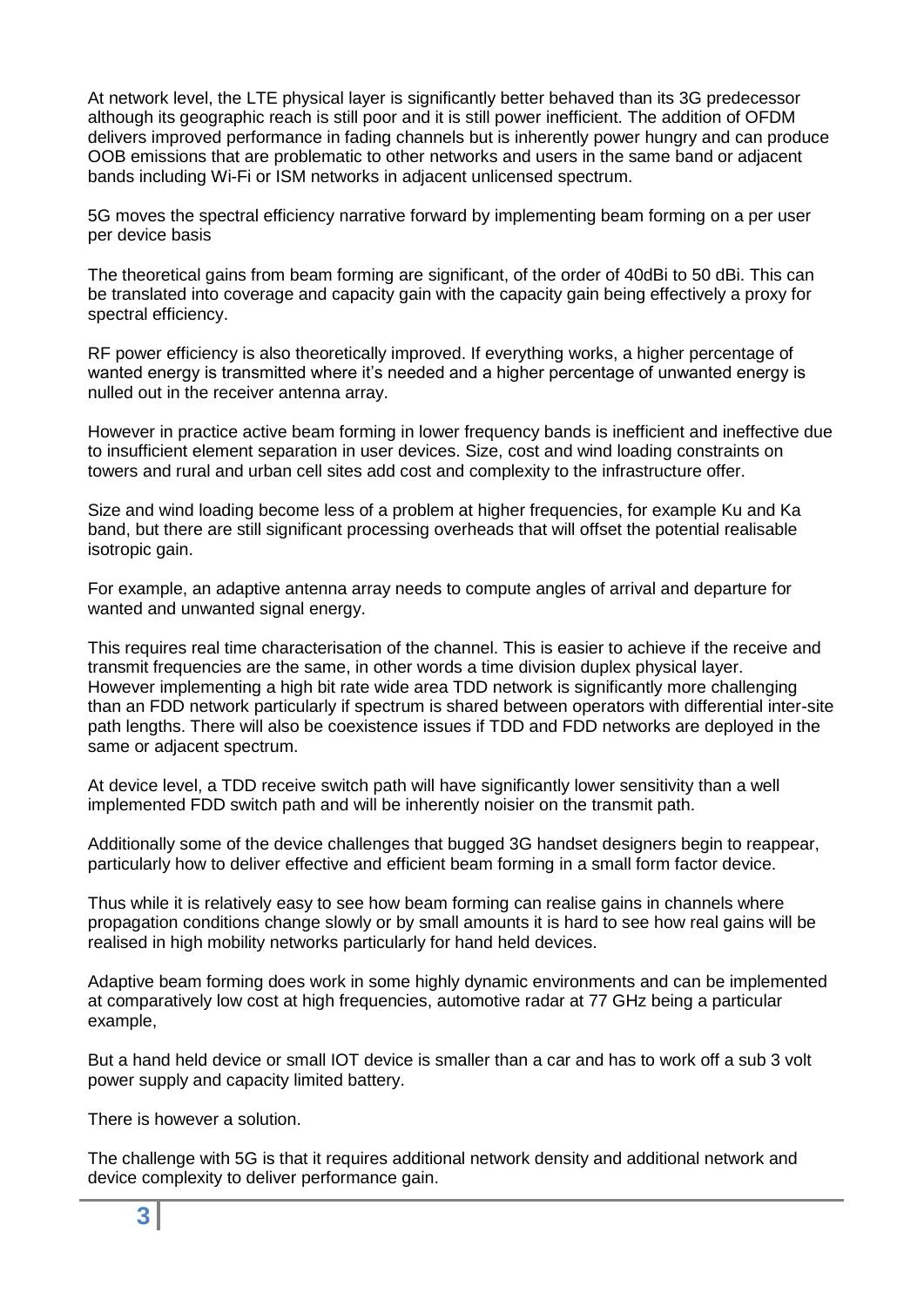At network level, the LTE physical layer is significantly better behaved than its 3G predecessor although its geographic reach is still poor and it is still power inefficient. The addition of OFDM delivers improved performance in fading channels but is inherently power hungry and can produce OOB emissions that are problematic to other networks and users in the same band or adjacent bands including Wi-Fi or ISM networks in adjacent unlicensed spectrum.

5G moves the spectral efficiency narrative forward by implementing beam forming on a per user per device basis

The theoretical gains from beam forming are significant, of the order of 40dBi to 50 dBi. This can be translated into coverage and capacity gain with the capacity gain being effectively a proxy for spectral efficiency.

RF power efficiency is also theoretically improved. If everything works, a higher percentage of wanted energy is transmitted where it's needed and a higher percentage of unwanted energy is nulled out in the receiver antenna array.

However in practice active beam forming in lower frequency bands is inefficient and ineffective due to insufficient element separation in user devices. Size, cost and wind loading constraints on towers and rural and urban cell sites add cost and complexity to the infrastructure offer.

Size and wind loading become less of a problem at higher frequencies, for example Ku and Ka band, but there are still significant processing overheads that will offset the potential realisable isotropic gain.

For example, an adaptive antenna array needs to compute angles of arrival and departure for wanted and unwanted signal energy.

This requires real time characterisation of the channel. This is easier to achieve if the receive and transmit frequencies are the same, in other words a time division duplex physical layer. However implementing a high bit rate wide area TDD network is significantly more challenging than an FDD network particularly if spectrum is shared between operators with differential inter-site path lengths. There will also be coexistence issues if TDD and FDD networks are deployed in the same or adjacent spectrum.

At device level, a TDD receive switch path will have significantly lower sensitivity than a well implemented FDD switch path and will be inherently noisier on the transmit path.

Additionally some of the device challenges that bugged 3G handset designers begin to reappear, particularly how to deliver effective and efficient beam forming in a small form factor device.

Thus while it is relatively easy to see how beam forming can realise gains in channels where propagation conditions change slowly or by small amounts it is hard to see how real gains will be realised in high mobility networks particularly for hand held devices.

Adaptive beam forming does work in some highly dynamic environments and can be implemented at comparatively low cost at high frequencies, automotive radar at 77 GHz being a particular example,

But a hand held device or small IOT device is smaller than a car and has to work off a sub 3 volt power supply and capacity limited battery.

There is however a solution.

The challenge with 5G is that it requires additional network density and additional network and device complexity to deliver performance gain.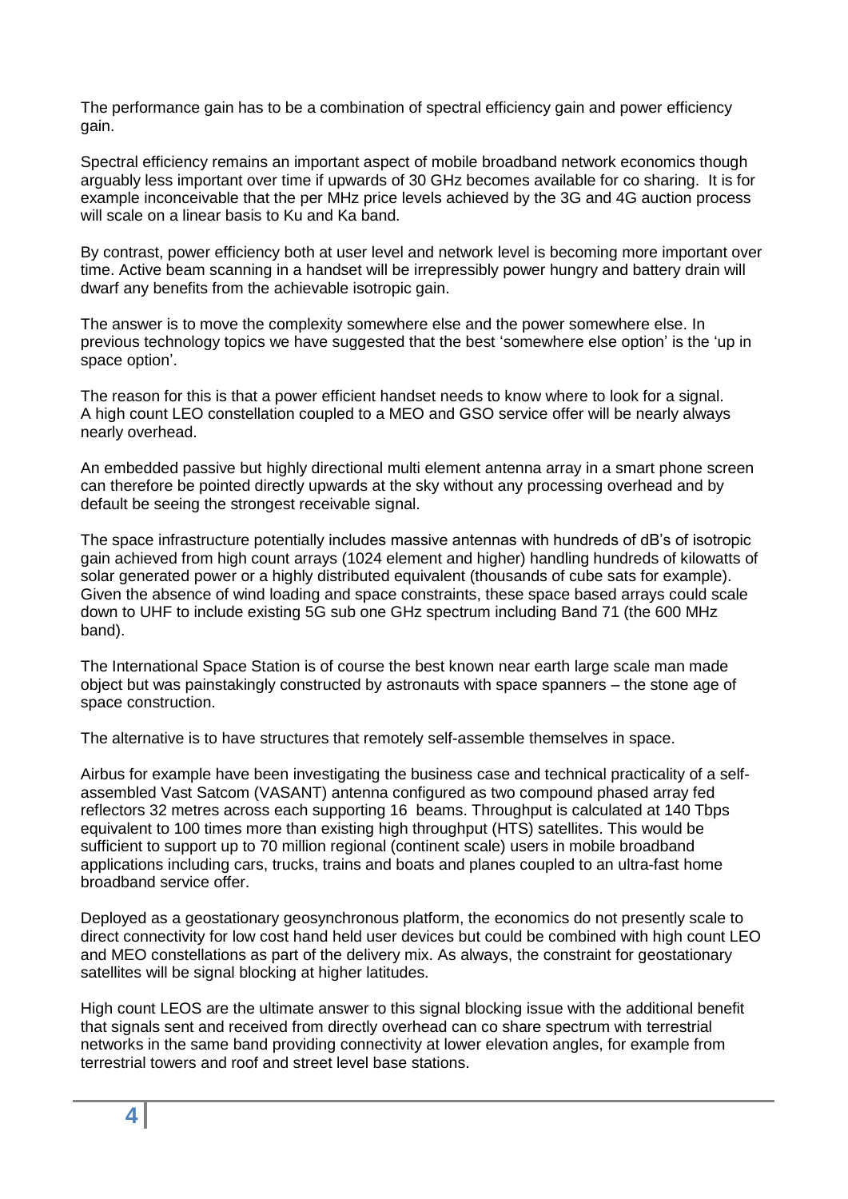The performance gain has to be a combination of spectral efficiency gain and power efficiency gain.

Spectral efficiency remains an important aspect of mobile broadband network economics though arguably less important over time if upwards of 30 GHz becomes available for co sharing. It is for example inconceivable that the per MHz price levels achieved by the 3G and 4G auction process will scale on a linear basis to Ku and Ka band.

By contrast, power efficiency both at user level and network level is becoming more important over time. Active beam scanning in a handset will be irrepressibly power hungry and battery drain will dwarf any benefits from the achievable isotropic gain.

The answer is to move the complexity somewhere else and the power somewhere else. In previous technology topics we have suggested that the best 'somewhere else option' is the 'up in space option'.

The reason for this is that a power efficient handset needs to know where to look for a signal. A high count LEO constellation coupled to a MEO and GSO service offer will be nearly always nearly overhead.

An embedded passive but highly directional multi element antenna array in a smart phone screen can therefore be pointed directly upwards at the sky without any processing overhead and by default be seeing the strongest receivable signal.

The space infrastructure potentially includes massive antennas with hundreds of dB's of isotropic gain achieved from high count arrays (1024 element and higher) handling hundreds of kilowatts of solar generated power or a highly distributed equivalent (thousands of cube sats for example). Given the absence of wind loading and space constraints, these space based arrays could scale down to UHF to include existing 5G sub one GHz spectrum including Band 71 (the 600 MHz band).

The International Space Station is of course the best known near earth large scale man made object but was painstakingly constructed by astronauts with space spanners – the stone age of space construction.

The alternative is to have structures that remotely self-assemble themselves in space.

Airbus for example have been investigating the business case and technical practicality of a self-assembled Vast Satcom (VASANT) antenna configured as two compound phased array fed reflectors 32 metres across each supporting 16 beams. Throughput is calculated at 140 Tbps equivalent to 100 times more than existing high throughput (HTS) satellites. This would be sufficient to support up to 70 million regional (continent scale) users in mobile broadband applications including cars, trucks, trains and boats and planes coupled to an ultra-fast home broadband service offer.

Deployed as a geostationary geosynchronous platform, the economics do not presently scale to direct connectivity for low cost hand held user devices but could be combined with high count LEO and MEO constellations as part of the delivery mix. As always, the constraint for geostationary satellites will be signal blocking at higher latitudes.

High count LEOS are the ultimate answer to this signal blocking issue with the additional benefit that signals sent and received from directly overhead can co share spectrum with terrestrial networks in the same band providing connectivity at lower elevation angles, for example from terrestrial towers and roof and street level base stations.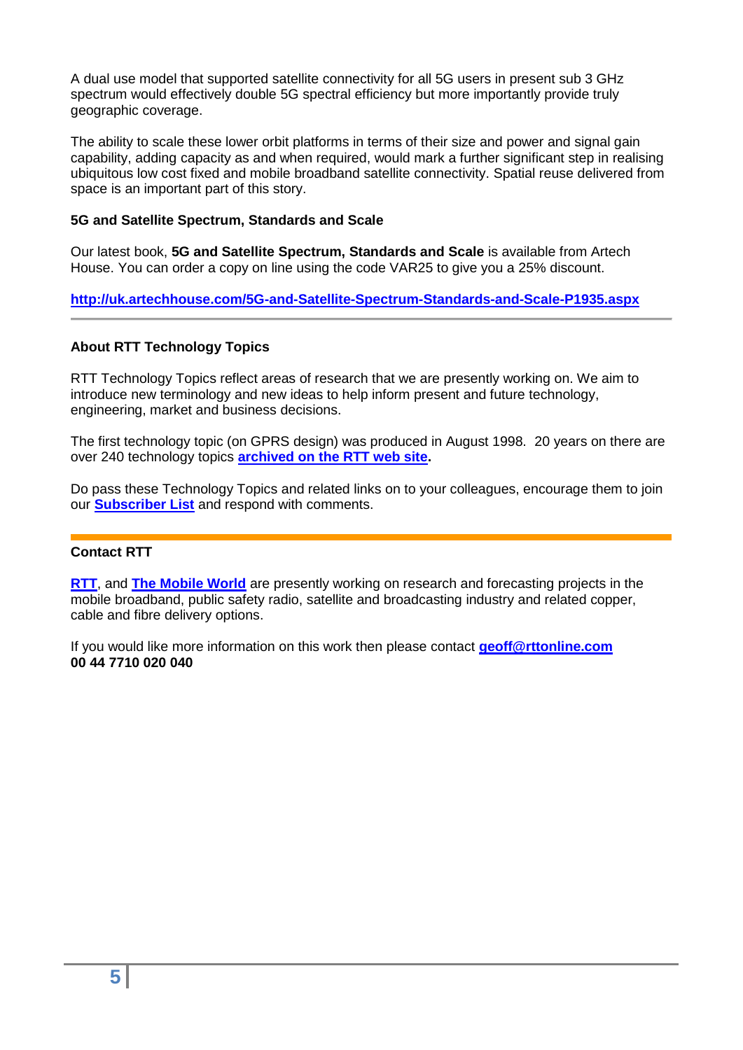A dual use model that supported satellite connectivity for all 5G users in present sub 3 GHz spectrum would effectively double 5G spectral efficiency but more importantly provide truly geographic coverage.

The ability to scale these lower orbit platforms in terms of their size and power and signal gain capability, adding capacity as and when required, would mark a further significant step in realising ubiquitous low cost fixed and mobile broadband satellite connectivity. Spatial reuse delivered from space is an important part of this story.

### 5G and Satellite Spectrum, Standards and Scale

Our latest book, **5G and Satellite Spectrum, Standards and Scale** is available from Artech House. You can order a copy on line using the code VAR25 to give you a 25% discount.

**http://uk.artechhouse.com/5G-and-Satellite-Spectrum-Standards-and-Scale-P1935.aspx**

---

### About RTT Technology Topics

RTT Technology Topics reflect areas of research that we are presently working on. We aim to introduce new terminology and new ideas to help inform present and future technology, engineering, market and business decisions.

The first technology topic (on GPRS design) was produced in August 1998. 20 years on there are over 240 technology topics **archived on the RTT web site.**

Do pass these Technology Topics and related links on to your colleagues, encourage them to join our **Subscriber List** and respond with comments.

---

### Contact RTT

**RTT**, and **The Mobile World** are presently working on research and forecasting projects in the mobile broadband, public safety radio, satellite and broadcasting industry and related copper, cable and fibre delivery options.

If you would like more information on this work then please contact **geoff@rttonline.com**
**00 44 7710 020 040**